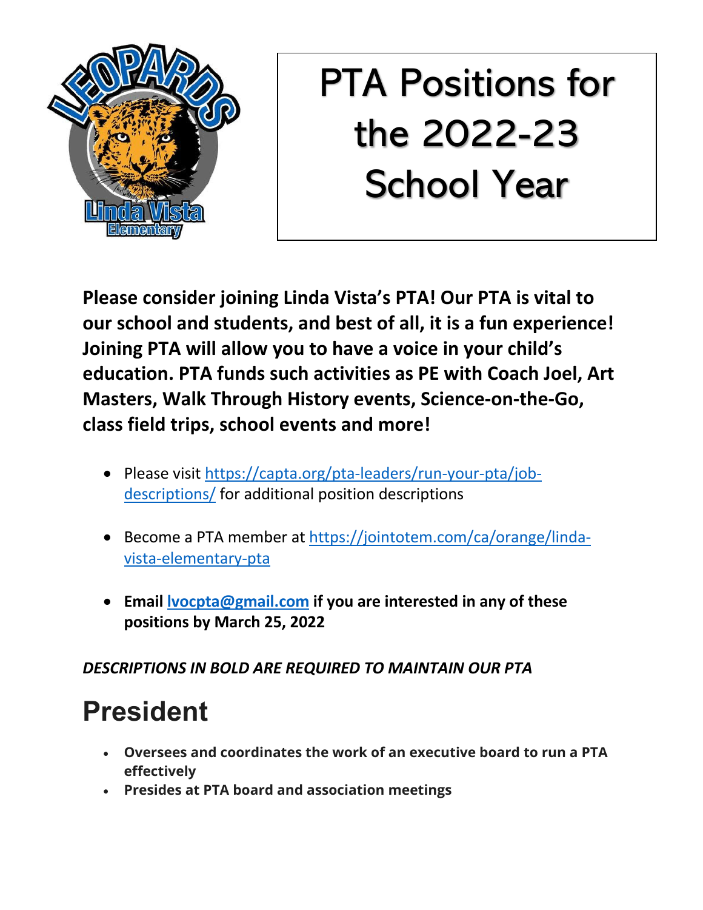# PTA Positions for the 2022-23 School Year

**Please consider joining Linda Vista's PTA! Our PTA is vital to our school and students, and best of all, it is a fun experience! Joining PTA will allow you to have a voice in your child's education. PTA funds such activities as PE with Coach Joel, Art Masters, Walk Through History events, Science-on-the-Go, class field trips, school events and more!**

- Please visit [https://capta.org/pta-leaders/run-your-pta/job-descriptions/](https://capta.org/pta-leaders/run-your-pta/job-descriptions/) for additional position descriptions
- Become a PTA member at [https://jointotem.com/ca/orange/linda-vista-elementary-pta](https://jointotem.com/ca/orange/linda-vista-elementary-pta)
- **Email [lvocpta@gmail.com](mailto:lvocpta@gmail.com) if you are interested in any of these positions by March 25, 2022**

***DESCRIPTIONS IN BOLD ARE REQUIRED TO MAINTAIN OUR PTA***

## President

- **Oversees and coordinates the work of an executive board to run a PTA effectively**
- **Presides at PTA board and association meetings**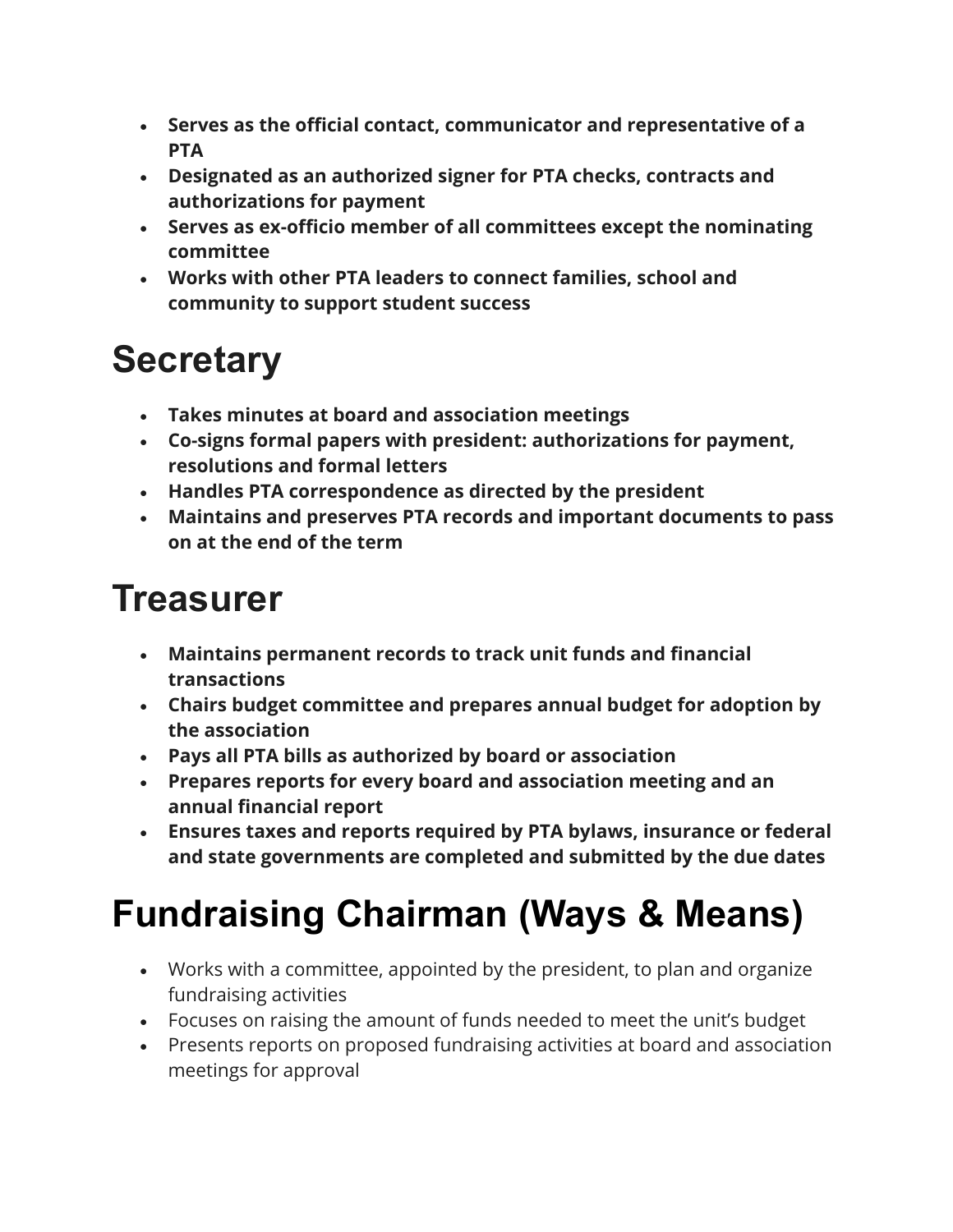- **Serves as the official contact, communicator and representative of a PTA**
- **Designated as an authorized signer for PTA checks, contracts and authorizations for payment**
- **Serves as ex-officio member of all committees except the nominating committee**
- **Works with other PTA leaders to connect families, school and community to support student success**

# Secretary

- **Takes minutes at board and association meetings**
- **Co-signs formal papers with president: authorizations for payment, resolutions and formal letters**
- **Handles PTA correspondence as directed by the president**
- **Maintains and preserves PTA records and important documents to pass on at the end of the term**

# Treasurer

- **Maintains permanent records to track unit funds and financial transactions**
- **Chairs budget committee and prepares annual budget for adoption by the association**
- **Pays all PTA bills as authorized by board or association**
- **Prepares reports for every board and association meeting and an annual financial report**
- **Ensures taxes and reports required by PTA bylaws, insurance or federal and state governments are completed and submitted by the due dates**

# Fundraising Chairman (Ways & Means)

- Works with a committee, appointed by the president, to plan and organize fundraising activities
- Focuses on raising the amount of funds needed to meet the unit's budget
- Presents reports on proposed fundraising activities at board and association meetings for approval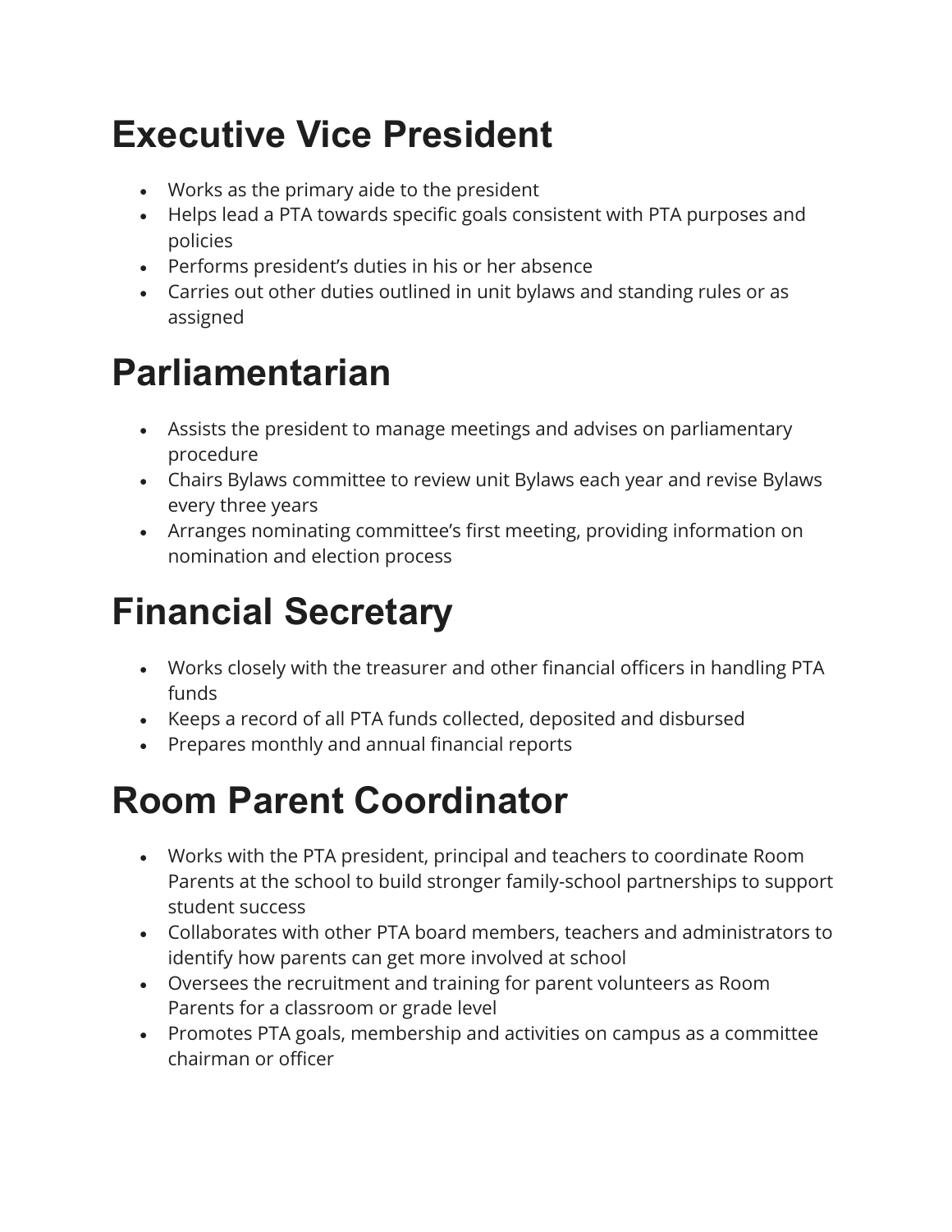# Executive Vice President

- Works as the primary aide to the president
- Helps lead a PTA towards specific goals consistent with PTA purposes and policies
- Performs president's duties in his or her absence
- Carries out other duties outlined in unit bylaws and standing rules or as assigned

# Parliamentarian

- Assists the president to manage meetings and advises on parliamentary procedure
- Chairs Bylaws committee to review unit Bylaws each year and revise Bylaws every three years
- Arranges nominating committee's first meeting, providing information on nomination and election process

# Financial Secretary

- Works closely with the treasurer and other financial officers in handling PTA funds
- Keeps a record of all PTA funds collected, deposited and disbursed
- Prepares monthly and annual financial reports

# Room Parent Coordinator

- Works with the PTA president, principal and teachers to coordinate Room Parents at the school to build stronger family-school partnerships to support student success
- Collaborates with other PTA board members, teachers and administrators to identify how parents can get more involved at school
- Oversees the recruitment and training for parent volunteers as Room Parents for a classroom or grade level
- Promotes PTA goals, membership and activities on campus as a committee chairman or officer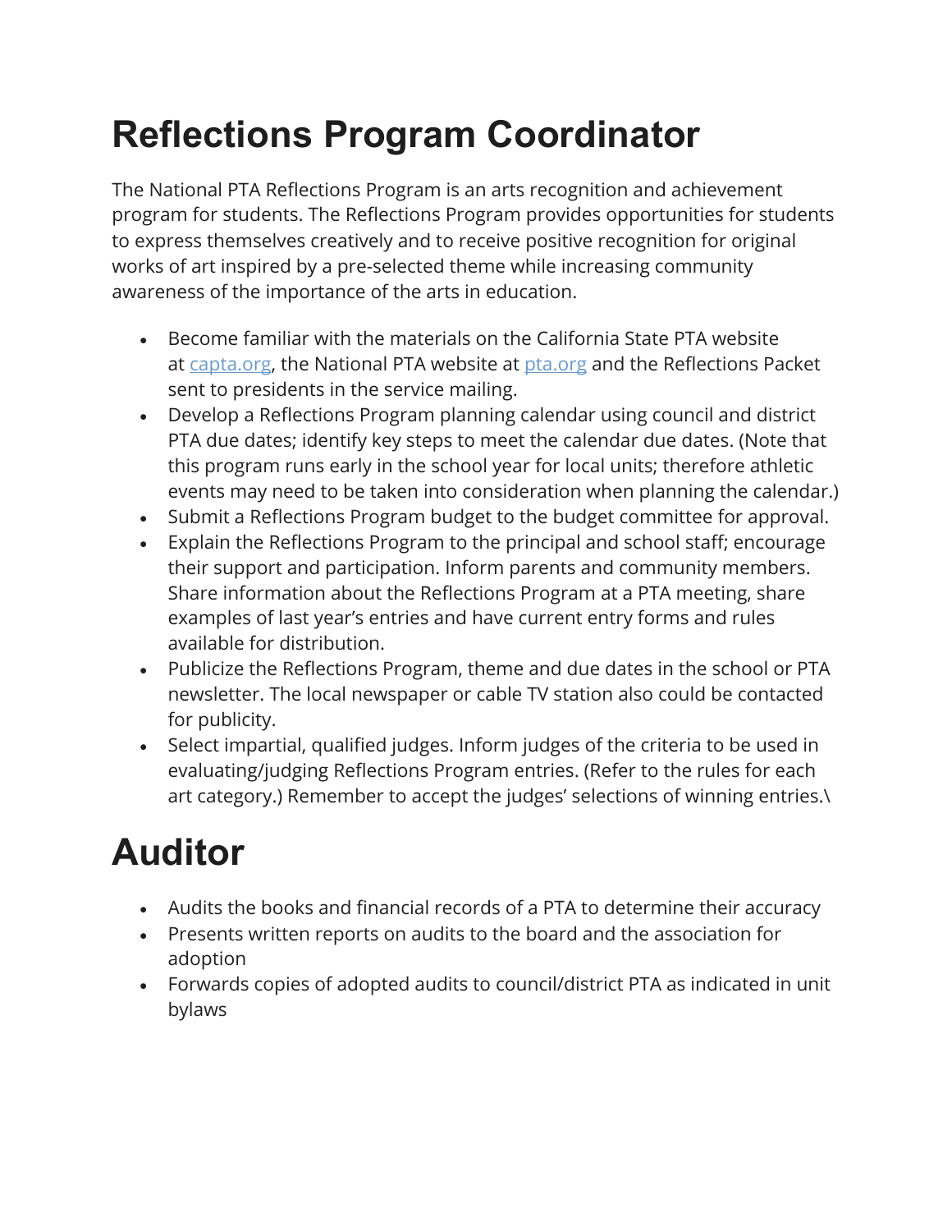# Reflections Program Coordinator

The National PTA Reflections Program is an arts recognition and achievement program for students. The Reflections Program provides opportunities for students to express themselves creatively and to receive positive recognition for original works of art inspired by a pre-selected theme while increasing community awareness of the importance of the arts in education.

- Become familiar with the materials on the California State PTA website at [capta.org](capta.org), the National PTA website at [pta.org](pta.org) and the Reflections Packet sent to presidents in the service mailing.
- Develop a Reflections Program planning calendar using council and district PTA due dates; identify key steps to meet the calendar due dates. (Note that this program runs early in the school year for local units; therefore athletic events may need to be taken into consideration when planning the calendar.)
- Submit a Reflections Program budget to the budget committee for approval.
- Explain the Reflections Program to the principal and school staff; encourage their support and participation. Inform parents and community members. Share information about the Reflections Program at a PTA meeting, share examples of last year's entries and have current entry forms and rules available for distribution.
- Publicize the Reflections Program, theme and due dates in the school or PTA newsletter. The local newspaper or cable TV station also could be contacted for publicity.
- Select impartial, qualified judges. Inform judges of the criteria to be used in evaluating/judging Reflections Program entries. (Refer to the rules for each art category.) Remember to accept the judges' selections of winning entries.\

# Auditor

- Audits the books and financial records of a PTA to determine their accuracy
- Presents written reports on audits to the board and the association for adoption
- Forwards copies of adopted audits to council/district PTA as indicated in unit bylaws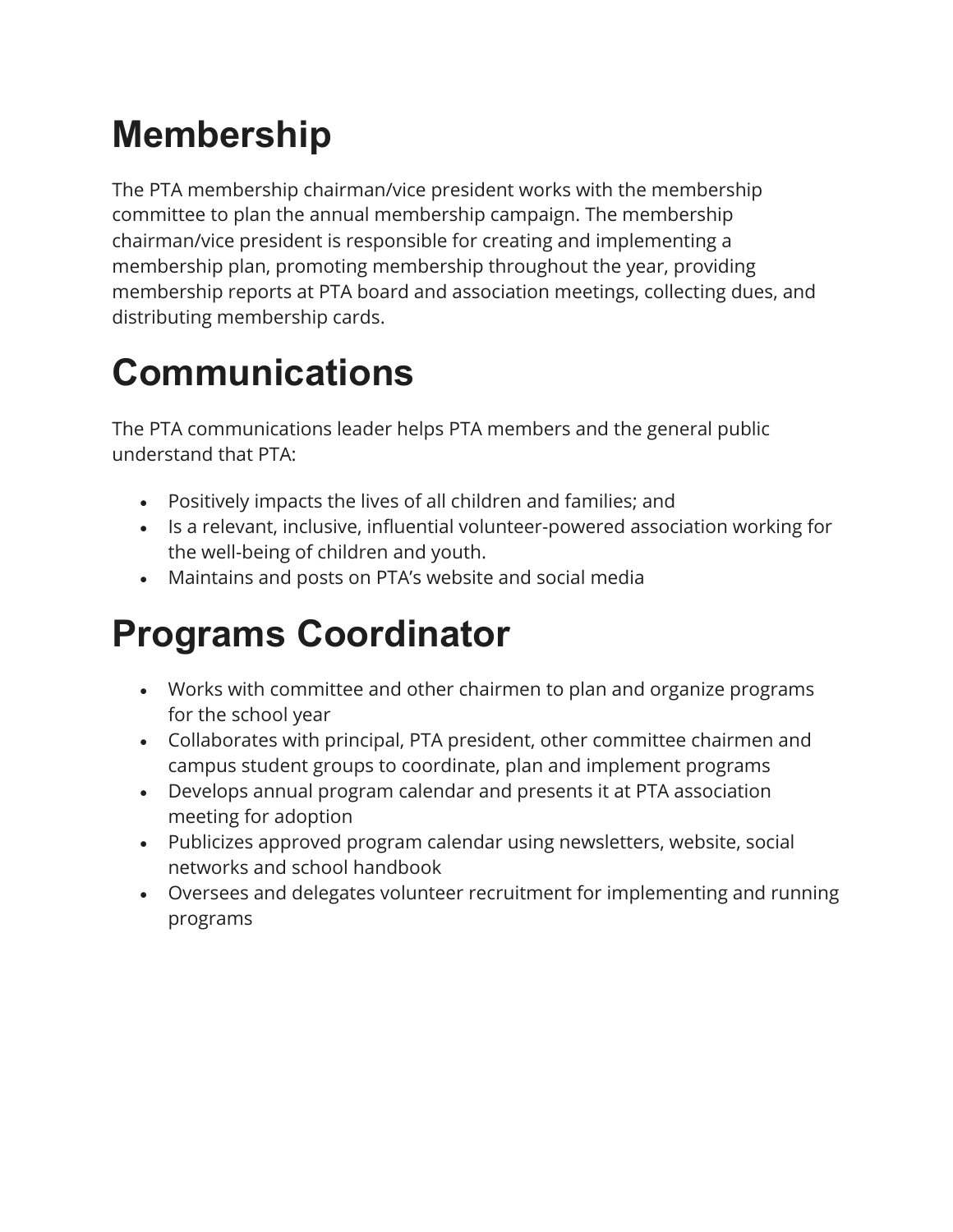# Membership

The PTA membership chairman/vice president works with the membership committee to plan the annual membership campaign. The membership chairman/vice president is responsible for creating and implementing a membership plan, promoting membership throughout the year, providing membership reports at PTA board and association meetings, collecting dues, and distributing membership cards.

# Communications

The PTA communications leader helps PTA members and the general public understand that PTA:

- Positively impacts the lives of all children and families; and
- Is a relevant, inclusive, influential volunteer-powered association working for the well-being of children and youth.
- Maintains and posts on PTA's website and social media

# Programs Coordinator

- Works with committee and other chairmen to plan and organize programs for the school year
- Collaborates with principal, PTA president, other committee chairmen and campus student groups to coordinate, plan and implement programs
- Develops annual program calendar and presents it at PTA association meeting for adoption
- Publicizes approved program calendar using newsletters, website, social networks and school handbook
- Oversees and delegates volunteer recruitment for implementing and running programs